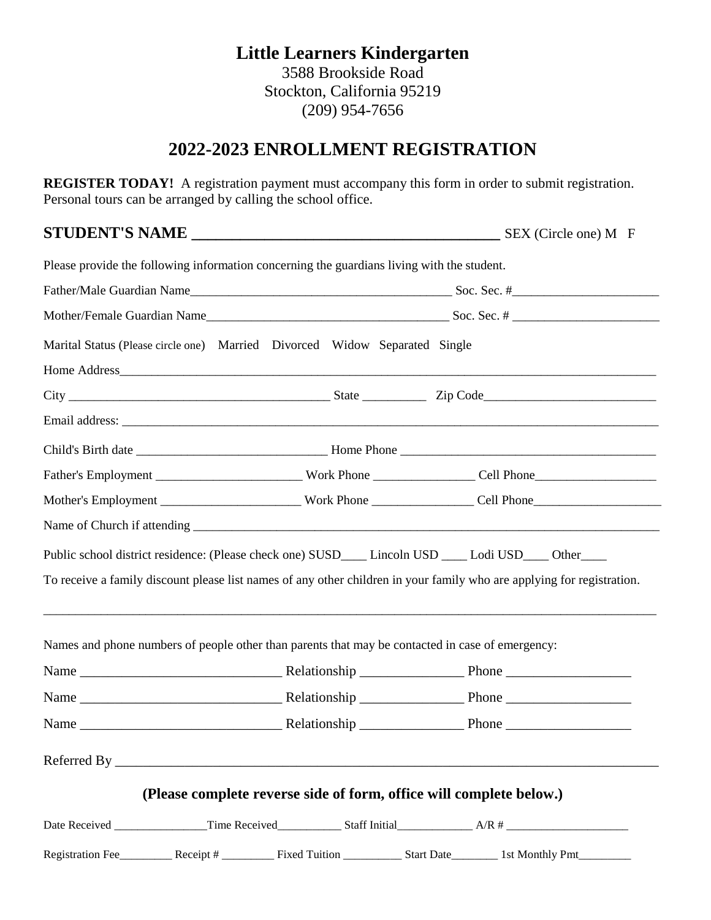# Little Learners Kindergarten

3588 Brookside Road
Stockton, California 95219
(209) 954-7656

## 2022-2023 ENROLLMENT REGISTRATION

**REGISTER TODAY!** A registration payment must accompany this form in order to submit registration. Personal tours can be arranged by calling the school office.

**STUDENT'S NAME** _______________________________________ SEX (Circle one) M F

Please provide the following information concerning the guardians living with the student.

Father/Male Guardian Name_________________________________________ Soc. Sec. #_______________________

Mother/Female Guardian Name______________________________________ Soc. Sec. # _______________________

Marital Status (Please circle one) Married Divorced Widow Separated Single

Home Address_________________________________________________________________________________________

City _________________________________________ State __________ Zip Code___________________________

Email address: ________________________________________________________________________________________

Child's Birth date _______________________________ Home Phone ________________________________________

Father's Employment _______________________ Work Phone ________________ Cell Phone___________________

Mother's Employment ______________________ Work Phone ________________ Cell Phone____________________

Name of Church if attending ____________________________________________________________________________

Public school district residence: (Please check one) SUSD____ Lincoln USD ____ Lodi USD____ Other____

To receive a family discount please list names of any other children in your family who are applying for registration.

_____________________________________________________________________________________________________

Names and phone numbers of people other than parents that may be contacted in case of emergency:

Name _____________________________ Relationship _______________ Phone __________________

Name _____________________________ Relationship _______________ Phone __________________

Name _____________________________ Relationship _______________ Phone __________________

Referred By ______________________________________________________________________________________

### (Please complete reverse side of form, office will complete below.)

Date Received ________________Time Received___________ Staff Initial_____________ A/R # ______________________

Registration Fee_________ Receipt # _________ Fixed Tuition __________ Start Date________ 1st Monthly Pmt_________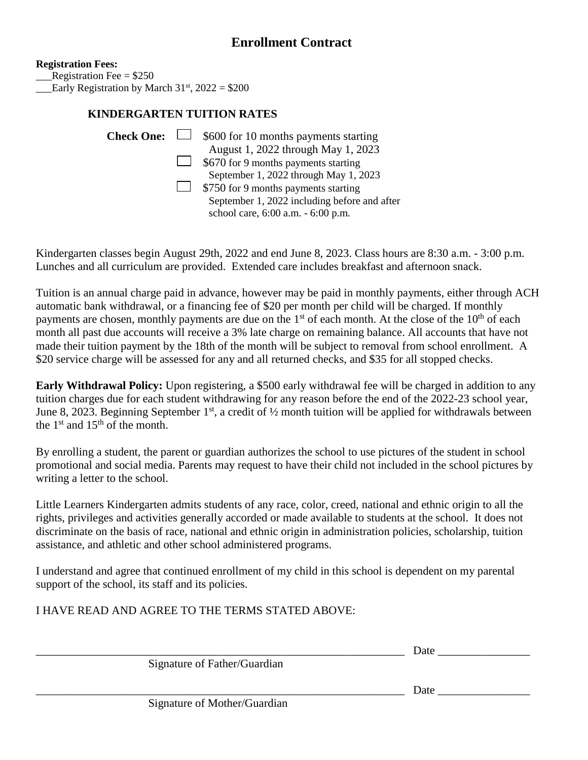# Enrollment Contract

**Registration Fees:**

___Registration Fee = $250

___Early Registration by March 31st, 2022 = $200

### KINDERGARTEN TIUTION RATES

**Check One:**

- ☐ $600 for 10 months payments starting August 1, 2022 through May 1, 2023
- ☐ $670 for 9 months payments starting September 1, 2022 through May 1, 2023
- ☐ $750 for 9 months payments starting September 1, 2022 including before and after school care, 6:00 a.m. - 6:00 p.m.

Kindergarten classes begin August 29th, 2022 and end June 8, 2023. Class hours are 8:30 a.m. - 3:00 p.m. Lunches and all curriculum are provided. Extended care includes breakfast and afternoon snack.

Tuition is an annual charge paid in advance, however may be paid in monthly payments, either through ACH automatic bank withdrawal, or a financing fee of $20 per month per child will be charged. If monthly payments are chosen, monthly payments are due on the 1st of each month. At the close of the 10th of each month all past due accounts will receive a 3% late charge on remaining balance. All accounts that have not made their tuition payment by the 18th of the month will be subject to removal from school enrollment. A $20 service charge will be assessed for any and all returned checks, and $35 for all stopped checks.

**Early Withdrawal Policy:** Upon registering, a $500 early withdrawal fee will be charged in addition to any tuition charges due for each student withdrawing for any reason before the end of the 2022-23 school year, June 8, 2023. Beginning September 1st, a credit of ½ month tuition will be applied for withdrawals between the 1st and 15th of the month.

By enrolling a student, the parent or guardian authorizes the school to use pictures of the student in school promotional and social media. Parents may request to have their child not included in the school pictures by writing a letter to the school.

Little Learners Kindergarten admits students of any race, color, creed, national and ethnic origin to all the rights, privileges and activities generally accorded or made available to students at the school. It does not discriminate on the basis of race, national and ethnic origin in administration policies, scholarship, tuition assistance, and athletic and other school administered programs.

I understand and agree that continued enrollment of my child in this school is dependent on my parental support of the school, its staff and its policies.

I HAVE READ AND AGREE TO THE TERMS STATED ABOVE:

_________________________________________________________________ Date ________________

Signature of Father/Guardian

_________________________________________________________________ Date ________________

Signature of Mother/Guardian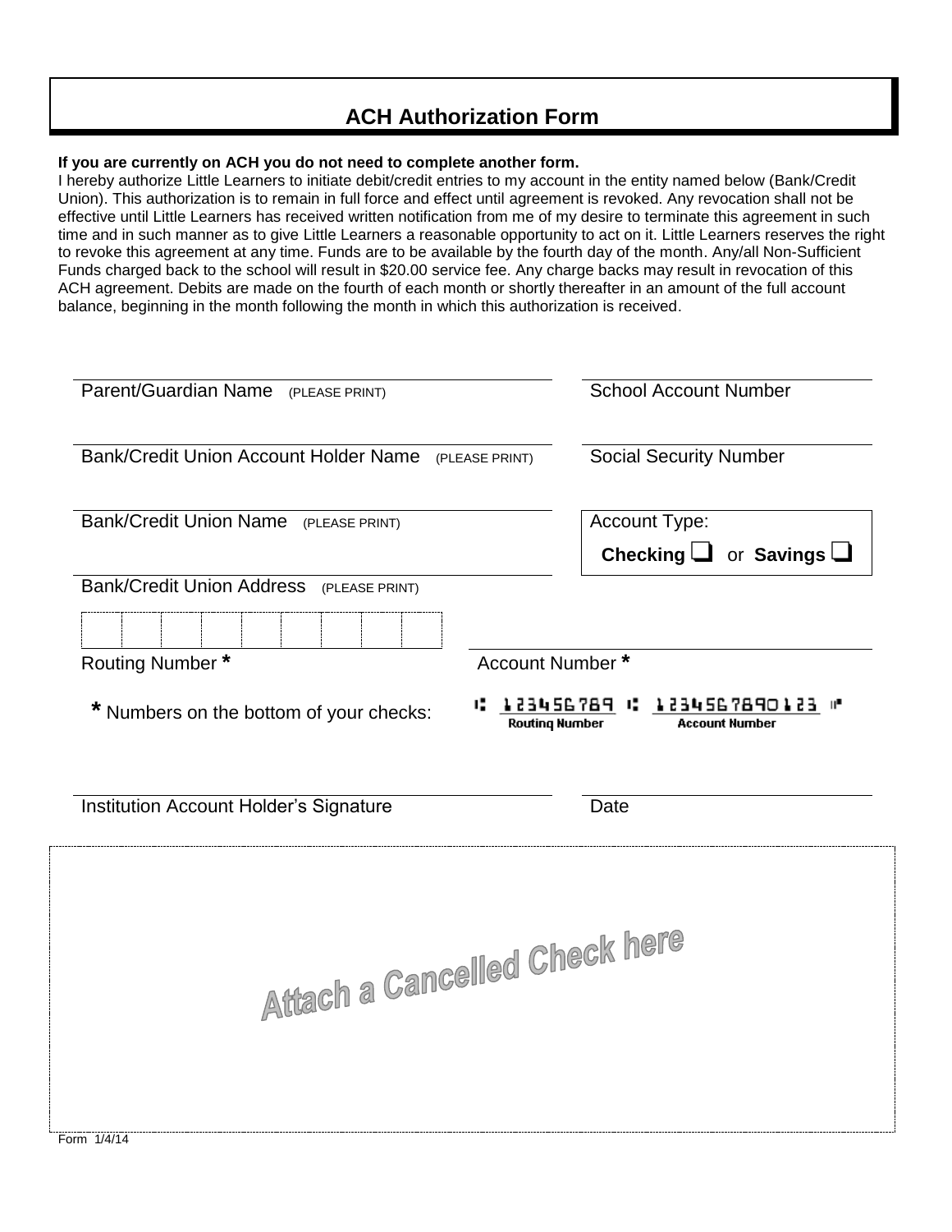# ACH Authorization Form

**If you are currently on ACH you do not need to complete another form.**
I hereby authorize Little Learners to initiate debit/credit entries to my account in the entity named below (Bank/Credit Union). This authorization is to remain in full force and effect until agreement is revoked. Any revocation shall not be effective until Little Learners has received written notification from me of my desire to terminate this agreement in such time and in such manner as to give Little Learners a reasonable opportunity to act on it. Little Learners reserves the right to revoke this agreement at any time. Funds are to be available by the fourth day of the month. Any/all Non-Sufficient Funds charged back to the school will result in $20.00 service fee. Any charge backs may result in revocation of this ACH agreement. Debits are made on the fourth of each month or shortly thereafter in an amount of the full account balance, beginning in the month following the month in which this authorization is received.

Parent/Guardian Name (PLEASE PRINT) ________________________ School Account Number ________________________

Bank/Credit Union Account Holder Name (PLEASE PRINT) ________________________ Social Security Number ________________________

Bank/Credit Union Name (PLEASE PRINT) ________________________ Account Type: **Checking** ☐ or **Savings** ☐

Bank/Credit Union Address (PLEASE PRINT) ________________________

Routing Number * ________________________ Account Number * ________________________

\* Numbers on the bottom of your checks: ⑆ 123456789 ⑆ 1234567890123 ⑈
Routing Number — Account Number

Institution Account Holder's Signature ________________________ Date ________________________

Attach a Cancelled Check here

Form 1/4/14